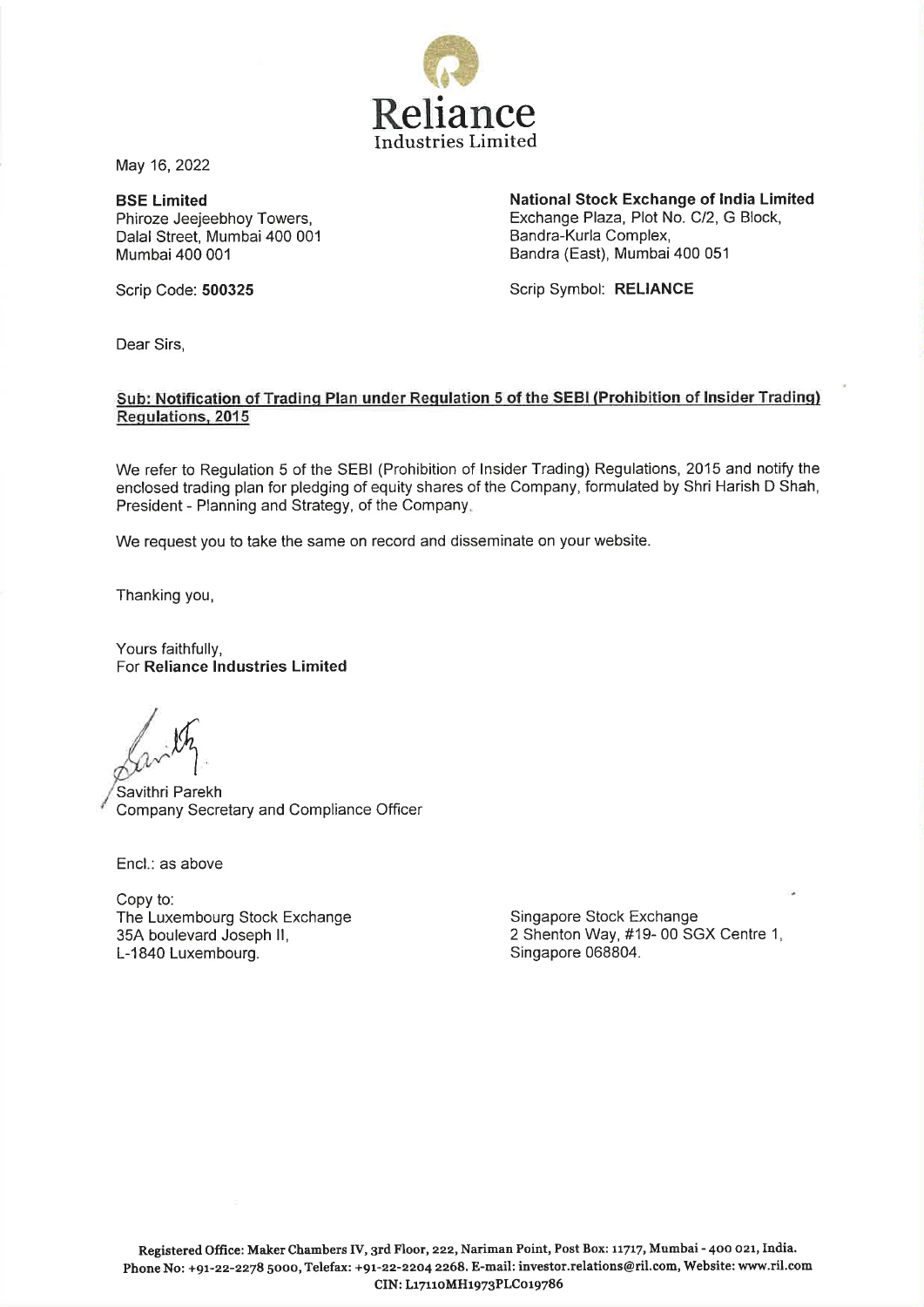Reliance

Industries Limited

May 16, 2022

| **BSE Limited**<br>Phiroze Jeejeebhoy Towers,<br>Dalal Street, Mumbai 400 001<br>Mumbai 400 001 | **National Stock Exchange of India Limited**<br>Exchange Plaza, Plot No. C/2, G Block,<br>Bandra-Kurla Complex,<br>Bandra (East), Mumbai 400 051 |
|---|---|
| Scrip Code: **500325** | Scrip Symbol: **RELIANCE** |

Dear Sirs,

**Sub: Notification of Trading Plan under Regulation 5 of the SEBI (Prohibition of Insider Trading) Regulations, 2015**

We refer to Regulation 5 of the SEBI (Prohibition of Insider Trading) Regulations, 2015 and notify the enclosed trading plan for pledging of equity shares of the Company, formulated by Shri Harish D Shah, President - Planning and Strategy, of the Company.

We request you to take the same on record and disseminate on your website.

Thanking you,

Yours faithfully,
For **Reliance Industries Limited**

Savithri Parekh
Company Secretary and Compliance Officer

Encl.: as above

Copy to:

| The Luxembourg Stock Exchange<br>35A boulevard Joseph II,<br>L-1840 Luxembourg. | Singapore Stock Exchange<br>2 Shenton Way, #19- 00 SGX Centre 1,<br>Singapore 068804. |
|---|---|

Registered Office: Maker Chambers IV, 3rd Floor, 222, Nariman Point, Post Box: 11717, Mumbai - 400 021, India.
Phone No: +91-22-2278 5000, Telefax: +91-22-2204 2268. E-mail: investor.relations@ril.com, Website: www.ril.com
CIN: L17110MH1973PLC019786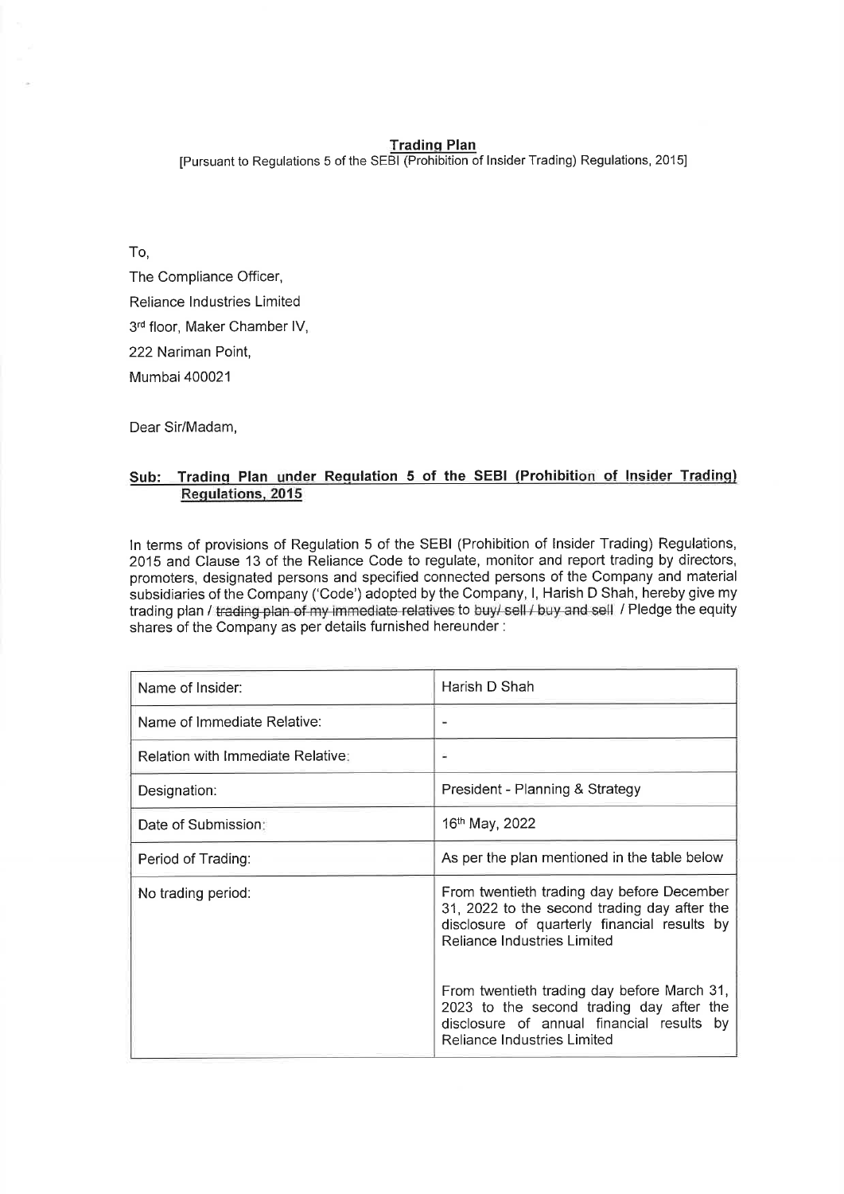**Trading Plan**

[Pursuant to Regulations 5 of the SEBI (Prohibition of Insider Trading) Regulations, 2015]

To,

The Compliance Officer,

Reliance Industries Limited

3rd floor, Maker Chamber IV,

222 Nariman Point,

Mumbai 400021

Dear Sir/Madam,

**Sub: Trading Plan under Regulation 5 of the SEBI (Prohibition of Insider Trading) Regulations, 2015**

In terms of provisions of Regulation 5 of the SEBI (Prohibition of Insider Trading) Regulations, 2015 and Clause 13 of the Reliance Code to regulate, monitor and report trading by directors, promoters, designated persons and specified connected persons of the Company and material subsidiaries of the Company ('Code') adopted by the Company, I, Harish D Shah, hereby give my trading plan / ~~trading plan of my immediate relatives~~ to ~~buy/ sell / buy and sell~~ / Pledge the equity shares of the Company as per details furnished hereunder :

| Name of Insider: | Harish D Shah |
|---|---|
| Name of Immediate Relative: | - |
| Relation with Immediate Relative: | - |
| Designation: | President - Planning & Strategy |
| Date of Submission: | 16th May, 2022 |
| Period of Trading: | As per the plan mentioned in the table below |
| No trading period: | From twentieth trading day before December 31, 2022 to the second trading day after the disclosure of quarterly financial results by Reliance Industries Limited<br><br>From twentieth trading day before March 31, 2023 to the second trading day after the disclosure of annual financial results by Reliance Industries Limited |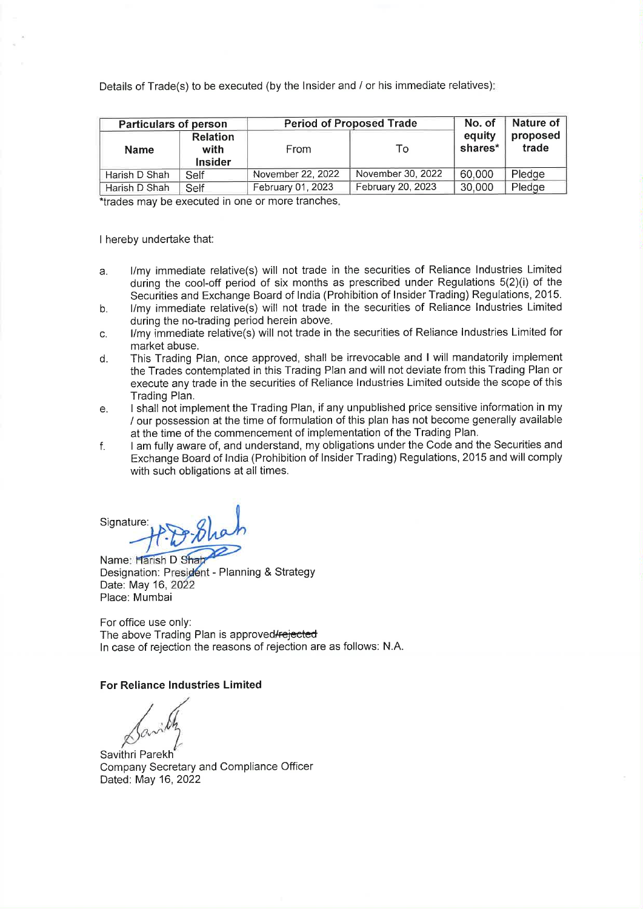Details of Trade(s) to be executed (by the Insider and / or his immediate relatives):

| Particulars of person | | Period of Proposed Trade | | No. of equity shares* | Nature of proposed trade |
|---|---|---|---|---|---|
| Name | Relation with Insider | From | To | | |
| Harish D Shah | Self | November 22, 2022 | November 30, 2022 | 60,000 | Pledge |
| Harish D Shah | Self | February 01, 2023 | February 20, 2023 | 30,000 | Pledge |

*trades may be executed in one or more tranches.

I hereby undertake that:

a. I/my immediate relative(s) will not trade in the securities of Reliance Industries Limited during the cool-off period of six months as prescribed under Regulations 5(2)(i) of the Securities and Exchange Board of India (Prohibition of Insider Trading) Regulations, 2015.
b. I/my immediate relative(s) will not trade in the securities of Reliance Industries Limited during the no-trading period herein above.
c. I/my immediate relative(s) will not trade in the securities of Reliance Industries Limited for market abuse.
d. This Trading Plan, once approved, shall be irrevocable and I will mandatorily implement the Trades contemplated in this Trading Plan and will not deviate from this Trading Plan or execute any trade in the securities of Reliance Industries Limited outside the scope of this Trading Plan.
e. I shall not implement the Trading Plan, if any unpublished price sensitive information in my / our possession at the time of formulation of this plan has not become generally available at the time of the commencement of implementation of the Trading Plan.
f. I am fully aware of, and understand, my obligations under the Code and the Securities and Exchange Board of India (Prohibition of Insider Trading) Regulations, 2015 and will comply with such obligations at all times.

Signature: H.D.Shah

Name: Harish D Shah
Designation: President - Planning & Strategy
Date: May 16, 2022
Place: Mumbai

For office use only:
The above Trading Plan is approved/~~rejected~~
In case of rejection the reasons of rejection are as follows: N.A.

**For Reliance Industries Limited**

Savithri Parekh
Company Secretary and Compliance Officer
Dated: May 16, 2022